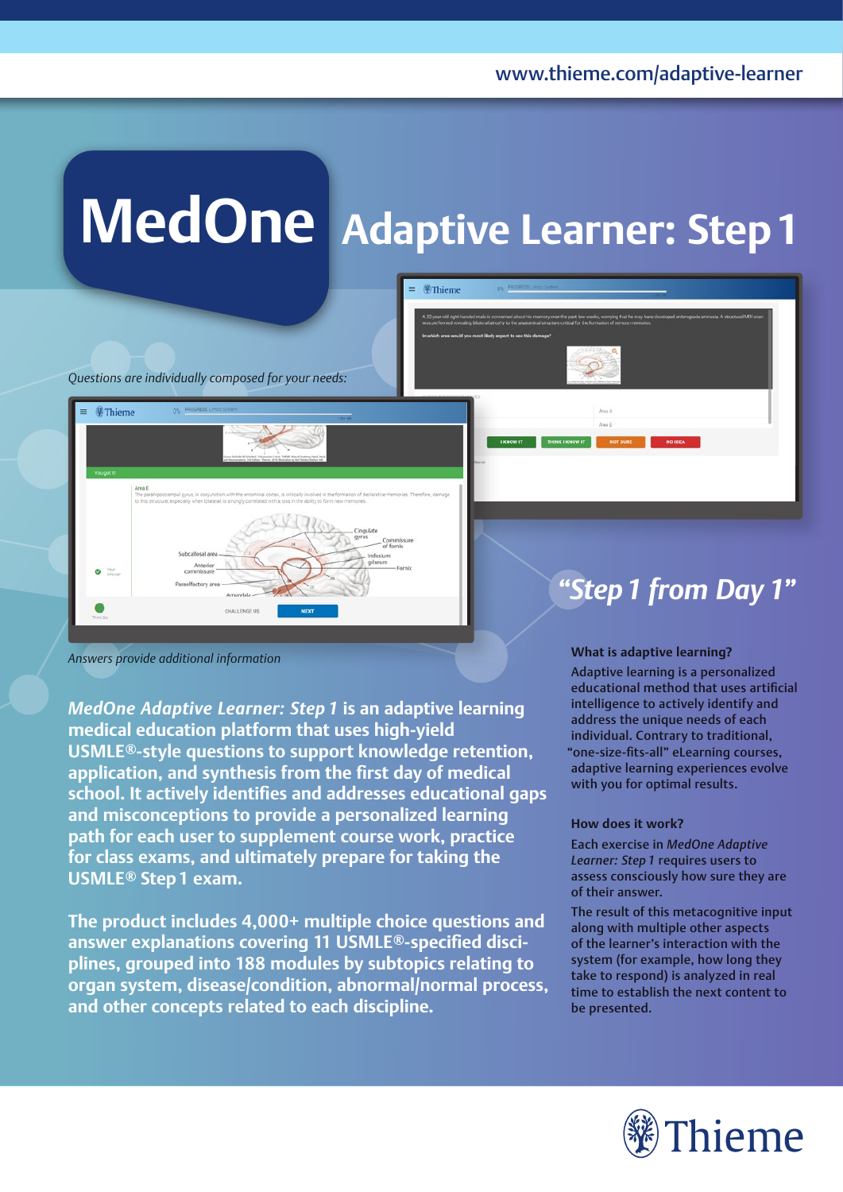www.thieme.com/adaptive-learner

# MedOne Adaptive Learner: Step 1

*Questions are individually composed for your needs:*

*Answers provide additional information*

## *"Step 1 from Day 1"*

**_MedOne Adaptive Learner: Step 1_ is an adaptive learning medical education platform that uses high-yield USMLE®-style questions to support knowledge retention, application, and synthesis from the first day of medical school. It actively identifies and addresses educational gaps and misconceptions to provide a personalized learning path for each user to supplement course work, practice for class exams, and ultimately prepare for taking the USMLE® Step 1 exam.**

**The product includes 4,000+ multiple choice questions and answer explanations covering 11 USMLE®-specified disciplines, grouped into 188 modules by subtopics relating to organ system, disease/condition, abnormal/normal process, and other concepts related to each discipline.**

### What is adaptive learning?

Adaptive learning is a personalized educational method that uses artificial intelligence to actively identify and address the unique needs of each individual. Contrary to traditional, "one-size-fits-all" eLearning courses, adaptive learning experiences evolve with you for optimal results.

### How does it work?

Each exercise in *MedOne Adaptive Learner: Step 1* requires users to assess consciously how sure they are of their answer.

The result of this metacognitive input along with multiple other aspects of the learner's interaction with the system (for example, how long they take to respond) is analyzed in real time to establish the next content to be presented.

Thieme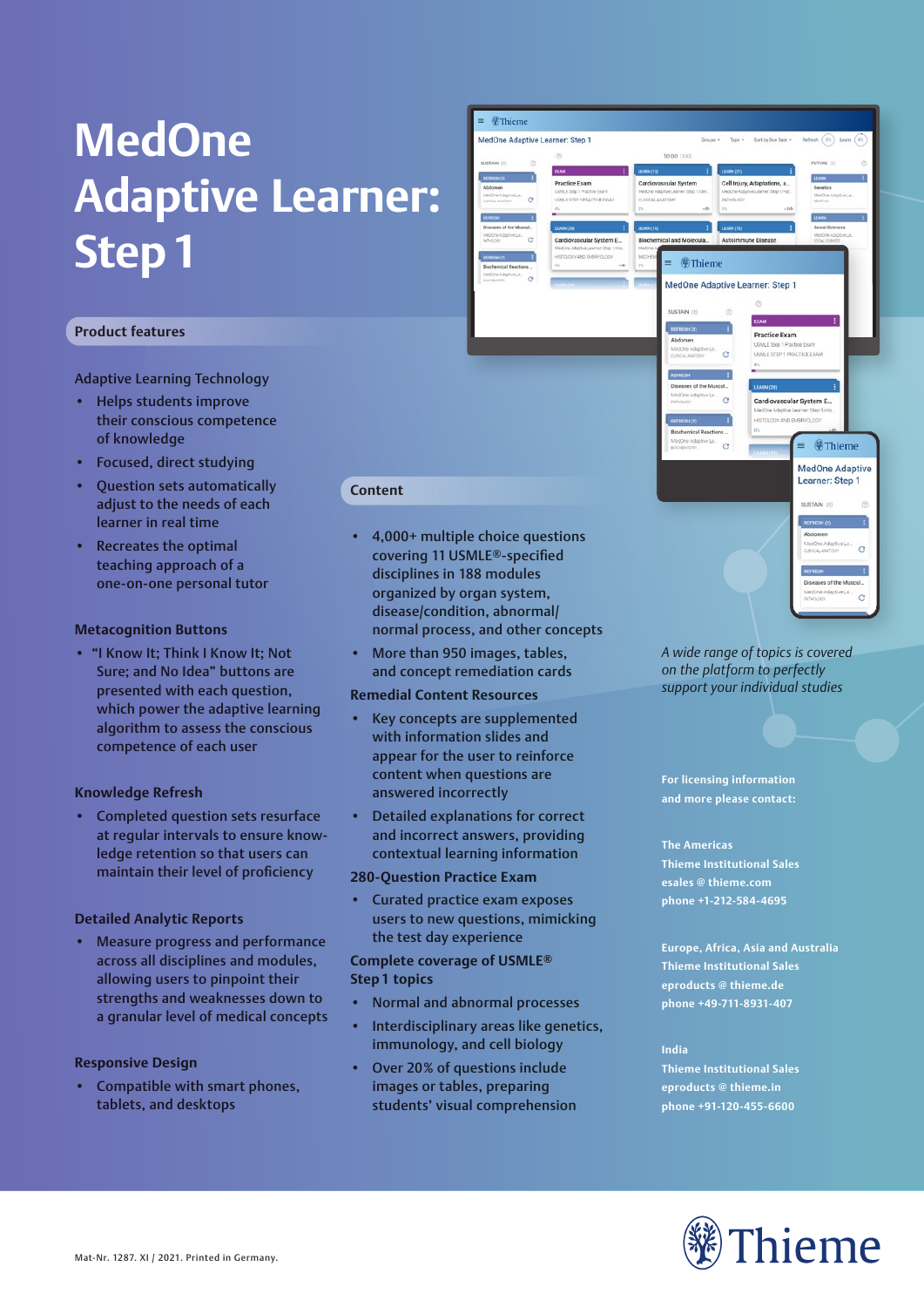# MedOne Adaptive Learner: Step 1

## Product features

### Adaptive Learning Technology

- Helps students improve their conscious competence of knowledge
- Focused, direct studying
- Question sets automatically adjust to the needs of each learner in real time
- Recreates the optimal teaching approach of a one-on-one personal tutor

### Metacognition Buttons

- "I Know It; Think I Know It; Not Sure; and No Idea" buttons are presented with each question, which power the adaptive learning algorithm to assess the conscious competence of each user

### Knowledge Refresh

- Completed question sets resurface at regular intervals to ensure knowledge retention so that users can maintain their level of proficiency

### Detailed Analytic Reports

- Measure progress and performance across all disciplines and modules, allowing users to pinpoint their strengths and weaknesses down to a granular level of medical concepts

### Responsive Design

- Compatible with smart phones, tablets, and desktops

## Content

- 4,000+ multiple choice questions covering 11 USMLE®-specified disciplines in 188 modules organized by organ system, disease/condition, abnormal/normal process, and other concepts
- More than 950 images, tables, and concept remediation cards

### Remedial Content Resources

- Key concepts are supplemented with information slides and appear for the user to reinforce content when questions are answered incorrectly
- Detailed explanations for correct and incorrect answers, providing contextual learning information

### 280-Question Practice Exam

- Curated practice exam exposes users to new questions, mimicking the test day experience

### Complete coverage of USMLE® Step 1 topics

- Normal and abnormal processes
- Interdisciplinary areas like genetics, immunology, and cell biology
- Over 20% of questions include images or tables, preparing students' visual comprehension

*A wide range of topics is covered on the platform to perfectly support your individual studies*

**For licensing information and more please contact:**

**The Americas**
**Thieme Institutional Sales**
**esales @ thieme.com**
**phone +1-212-584-4695**

**Europe, Africa, Asia and Australia**
**Thieme Institutional Sales**
**eproducts @ thieme.de**
**phone +49-711-8931-407**

**India**
**Thieme Institutional Sales**
**eproducts @ thieme.in**
**phone +91-120-455-6600**

Mat-Nr. 1287. XI / 2021. Printed in Germany.

Thieme